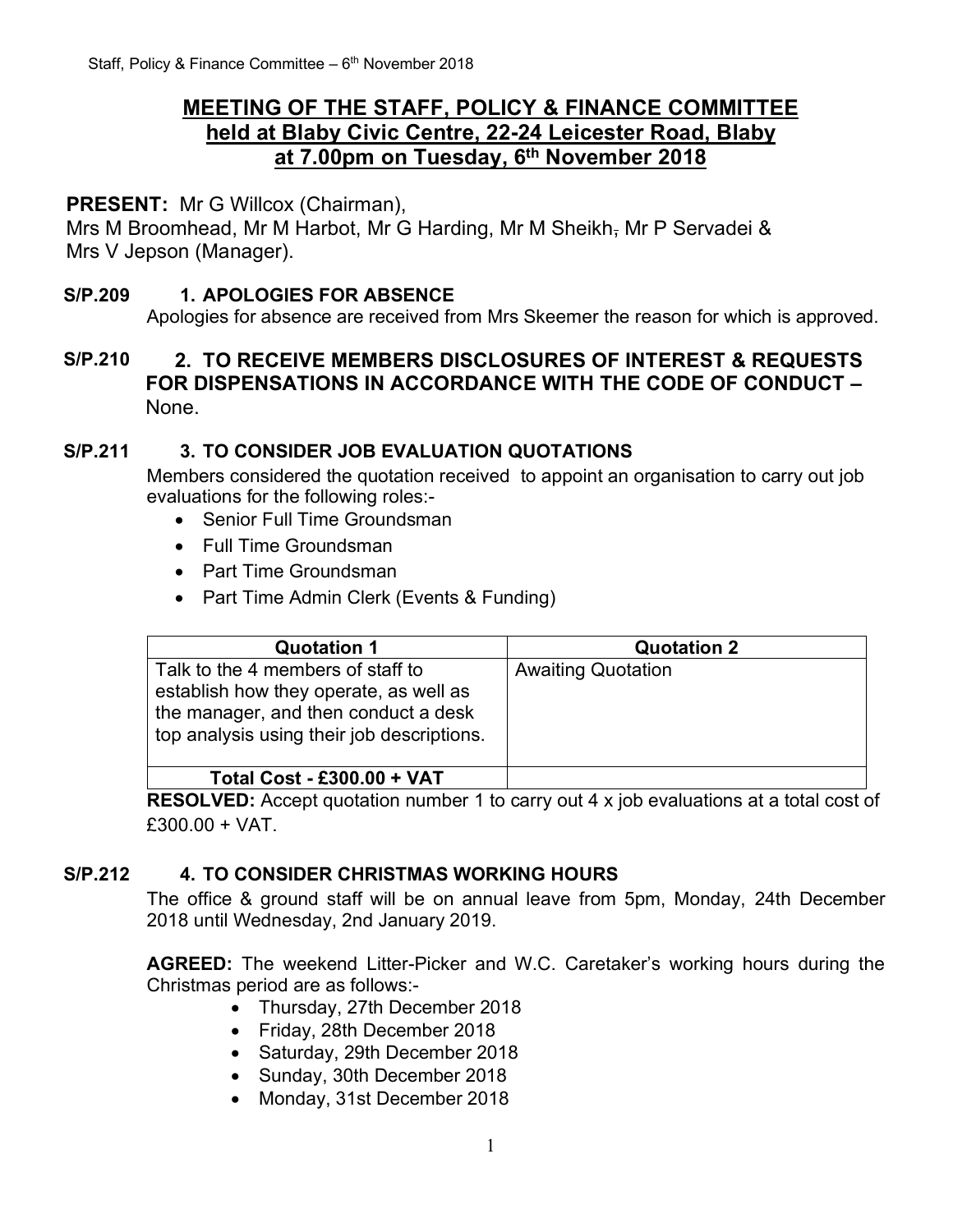# MEETING OF THE STAFF, POLICY & FINANCE COMMITTEE held at Blaby Civic Centre, 22-24 Leicester Road, Blaby at 7.00pm on Tuesday, 6th November 2018

**PRESENT:** Mr G Willcox (Chairman),
Mrs M Broomhead, Mr M Harbot, Mr G Harding, Mr M Sheikh, Mr P Servadei & Mrs V Jepson (Manager).

**S/P.209 1. APOLOGIES FOR ABSENCE**

Apologies for absence are received from Mrs Skeemer the reason for which is approved.

**S/P.210 2. TO RECEIVE MEMBERS DISCLOSURES OF INTEREST & REQUESTS FOR DISPENSATIONS IN ACCORDANCE WITH THE CODE OF CONDUCT –** None.

**S/P.211 3. TO CONSIDER JOB EVALUATION QUOTATIONS**

Members considered the quotation received to appoint an organisation to carry out job evaluations for the following roles:-

- Senior Full Time Groundsman
- Full Time Groundsman
- Part Time Groundsman
- Part Time Admin Clerk (Events & Funding)

| Quotation 1 | Quotation 2 |
|---|---|
| Talk to the 4 members of staff to establish how they operate, as well as the manager, and then conduct a desk top analysis using their job descriptions. | Awaiting Quotation |
| **Total Cost - £300.00 + VAT** | |

**RESOLVED:** Accept quotation number 1 to carry out 4 x job evaluations at a total cost of £300.00 + VAT.

**S/P.212 4. TO CONSIDER CHRISTMAS WORKING HOURS**

The office & ground staff will be on annual leave from 5pm, Monday, 24th December 2018 until Wednesday, 2nd January 2019.

**AGREED:** The weekend Litter-Picker and W.C. Caretaker's working hours during the Christmas period are as follows:-

- Thursday, 27th December 2018
- Friday, 28th December 2018
- Saturday, 29th December 2018
- Sunday, 30th December 2018
- Monday, 31st December 2018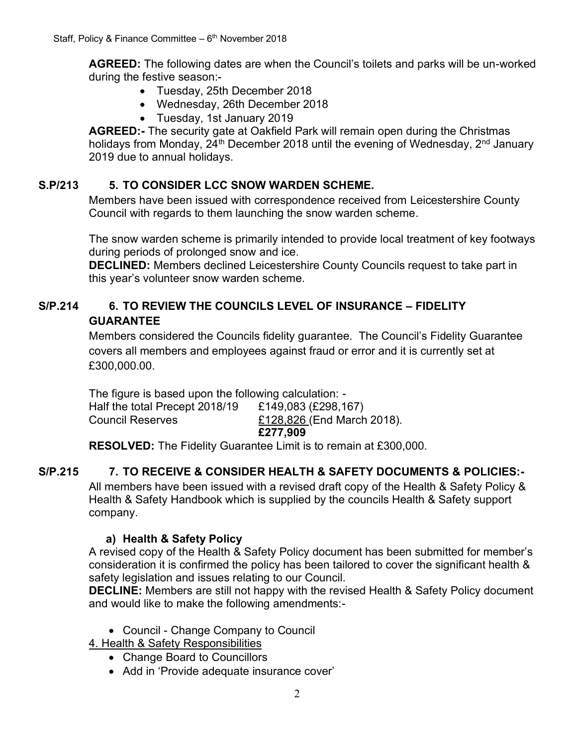**AGREED:** The following dates are when the Council's toilets and parks will be un-worked during the festive season:-

- Tuesday, 25th December 2018
- Wednesday, 26th December 2018
- Tuesday, 1st January 2019

**AGREED:-** The security gate at Oakfield Park will remain open during the Christmas holidays from Monday, 24th December 2018 until the evening of Wednesday, 2nd January 2019 due to annual holidays.

## S.P/213 5. TO CONSIDER LCC SNOW WARDEN SCHEME.

Members have been issued with correspondence received from Leicestershire County Council with regards to them launching the snow warden scheme.

The snow warden scheme is primarily intended to provide local treatment of key footways during periods of prolonged snow and ice.

**DECLINED:** Members declined Leicestershire County Councils request to take part in this year's volunteer snow warden scheme.

## S/P.214 6. TO REVIEW THE COUNCILS LEVEL OF INSURANCE – FIDELITY GUARANTEE

Members considered the Councils fidelity guarantee. The Council's Fidelity Guarantee covers all members and employees against fraud or error and it is currently set at £300,000.00.

The figure is based upon the following calculation: -

| | |
|---|---|
| Half the total Precept 2018/19 | £149,083 (£298,167) |
| Council Reserves | £128,826 (End March 2018). |
| | **£277,909** |

**RESOLVED:** The Fidelity Guarantee Limit is to remain at £300,000.

## S/P.215 7. TO RECEIVE & CONSIDER HEALTH & SAFETY DOCUMENTS & POLICIES:-

All members have been issued with a revised draft copy of the Health & Safety Policy & Health & Safety Handbook which is supplied by the councils Health & Safety support company.

### a) Health & Safety Policy

A revised copy of the Health & Safety Policy document has been submitted for member's consideration it is confirmed the policy has been tailored to cover the significant health & safety legislation and issues relating to our Council.

**DECLINE:** Members are still not happy with the revised Health & Safety Policy document and would like to make the following amendments:-

- Council - Change Company to Council

4. Health & Safety Responsibilities

- Change Board to Councillors
- Add in 'Provide adequate insurance cover'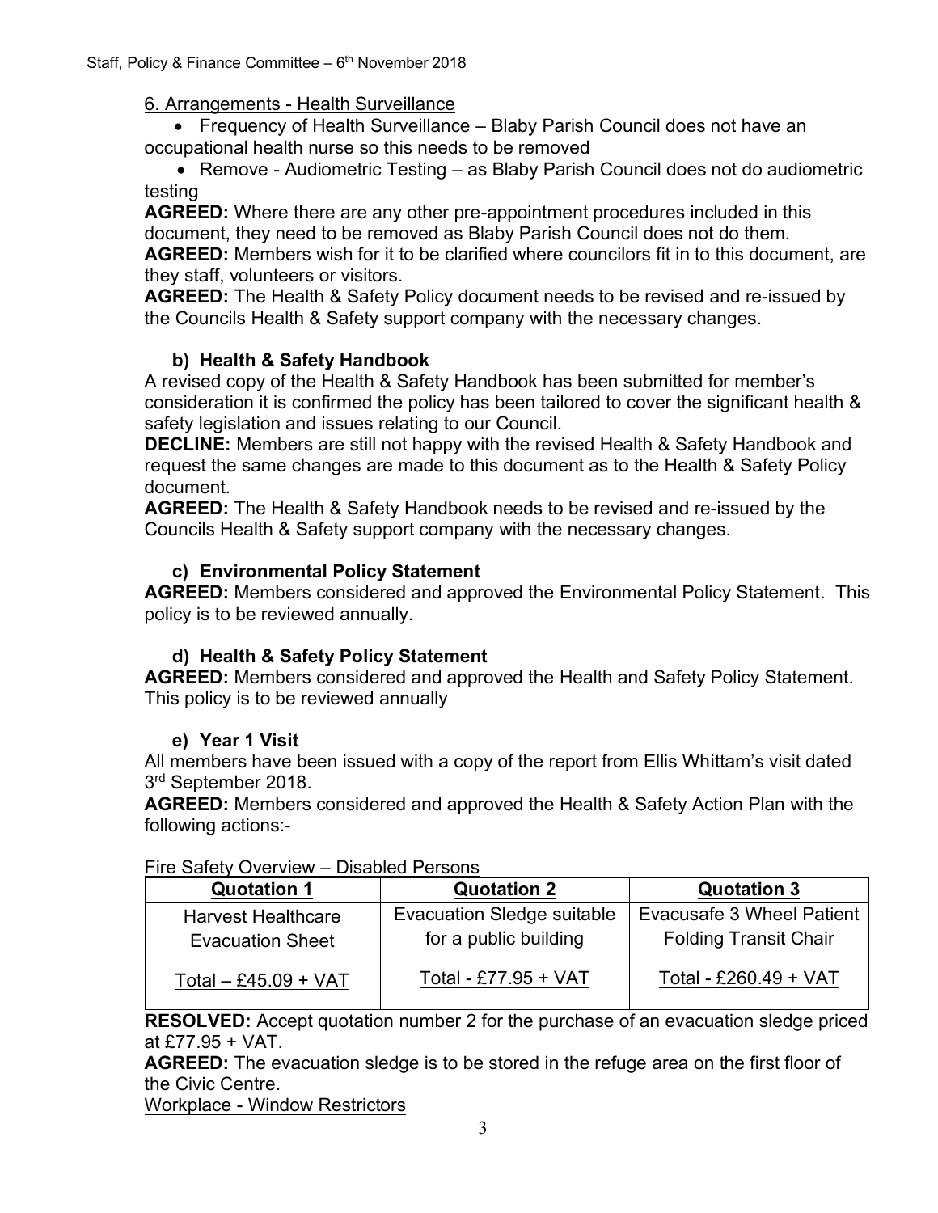6. Arrangements - Health Surveillance

- Frequency of Health Surveillance – Blaby Parish Council does not have an occupational health nurse so this needs to be removed
- Remove - Audiometric Testing – as Blaby Parish Council does not do audiometric testing

**AGREED:** Where there are any other pre-appointment procedures included in this document, they need to be removed as Blaby Parish Council does not do them.
**AGREED:** Members wish for it to be clarified where councilors fit in to this document, are they staff, volunteers or visitors.
**AGREED:** The Health & Safety Policy document needs to be revised and re-issued by the Councils Health & Safety support company with the necessary changes.

### b) Health & Safety Handbook

A revised copy of the Health & Safety Handbook has been submitted for member's consideration it is confirmed the policy has been tailored to cover the significant health & safety legislation and issues relating to our Council.
**DECLINE:** Members are still not happy with the revised Health & Safety Handbook and request the same changes are made to this document as to the Health & Safety Policy document.
**AGREED:** The Health & Safety Handbook needs to be revised and re-issued by the Councils Health & Safety support company with the necessary changes.

### c) Environmental Policy Statement

**AGREED:** Members considered and approved the Environmental Policy Statement. This policy is to be reviewed annually.

### d) Health & Safety Policy Statement

**AGREED:** Members considered and approved the Health and Safety Policy Statement. This policy is to be reviewed annually

### e) Year 1 Visit

All members have been issued with a copy of the report from Ellis Whittam's visit dated 3rd September 2018.
**AGREED:** Members considered and approved the Health & Safety Action Plan with the following actions:-

Fire Safety Overview – Disabled Persons

| Quotation 1 | Quotation 2 | Quotation 3 |
|---|---|---|
| Harvest Healthcare Evacuation Sheet<br><br>Total – £45.09 + VAT | Evacuation Sledge suitable for a public building<br><br>Total - £77.95 + VAT | Evacusafe 3 Wheel Patient Folding Transit Chair<br><br>Total - £260.49 + VAT |

**RESOLVED:** Accept quotation number 2 for the purchase of an evacuation sledge priced at £77.95 + VAT.
**AGREED:** The evacuation sledge is to be stored in the refuge area on the first floor of the Civic Centre.
Workplace - Window Restrictors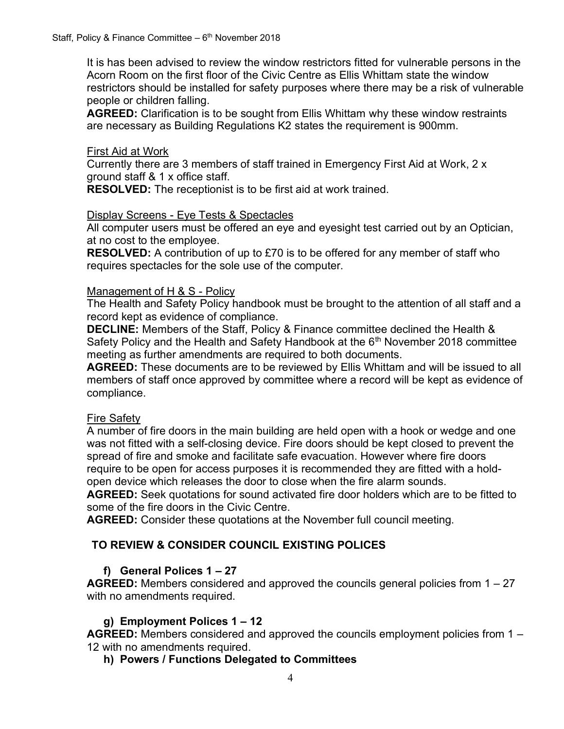It is has been advised to review the window restrictors fitted for vulnerable persons in the Acorn Room on the first floor of the Civic Centre as Ellis Whittam state the window restrictors should be installed for safety purposes where there may be a risk of vulnerable people or children falling.

**AGREED:** Clarification is to be sought from Ellis Whittam why these window restraints are necessary as Building Regulations K2 states the requirement is 900mm.

First Aid at Work

Currently there are 3 members of staff trained in Emergency First Aid at Work, 2 x ground staff & 1 x office staff.

**RESOLVED:** The receptionist is to be first aid at work trained.

Display Screens - Eye Tests & Spectacles

All computer users must be offered an eye and eyesight test carried out by an Optician, at no cost to the employee.

**RESOLVED:** A contribution of up to £70 is to be offered for any member of staff who requires spectacles for the sole use of the computer.

Management of H & S - Policy

The Health and Safety Policy handbook must be brought to the attention of all staff and a record kept as evidence of compliance.

**DECLINE:** Members of the Staff, Policy & Finance committee declined the Health & Safety Policy and the Health and Safety Handbook at the 6th November 2018 committee meeting as further amendments are required to both documents.

**AGREED:** These documents are to be reviewed by Ellis Whittam and will be issued to all members of staff once approved by committee where a record will be kept as evidence of compliance.

Fire Safety

A number of fire doors in the main building are held open with a hook or wedge and one was not fitted with a self-closing device. Fire doors should be kept closed to prevent the spread of fire and smoke and facilitate safe evacuation. However where fire doors require to be open for access purposes it is recommended they are fitted with a hold-open device which releases the door to close when the fire alarm sounds.

**AGREED:** Seek quotations for sound activated fire door holders which are to be fitted to some of the fire doors in the Civic Centre.

**AGREED:** Consider these quotations at the November full council meeting.

## TO REVIEW & CONSIDER COUNCIL EXISTING POLICES

### f) General Polices 1 – 27

**AGREED:** Members considered and approved the councils general policies from 1 – 27 with no amendments required.

### g) Employment Polices 1 – 12

**AGREED:** Members considered and approved the councils employment policies from 1 – 12 with no amendments required.

### h) Powers / Functions Delegated to Committees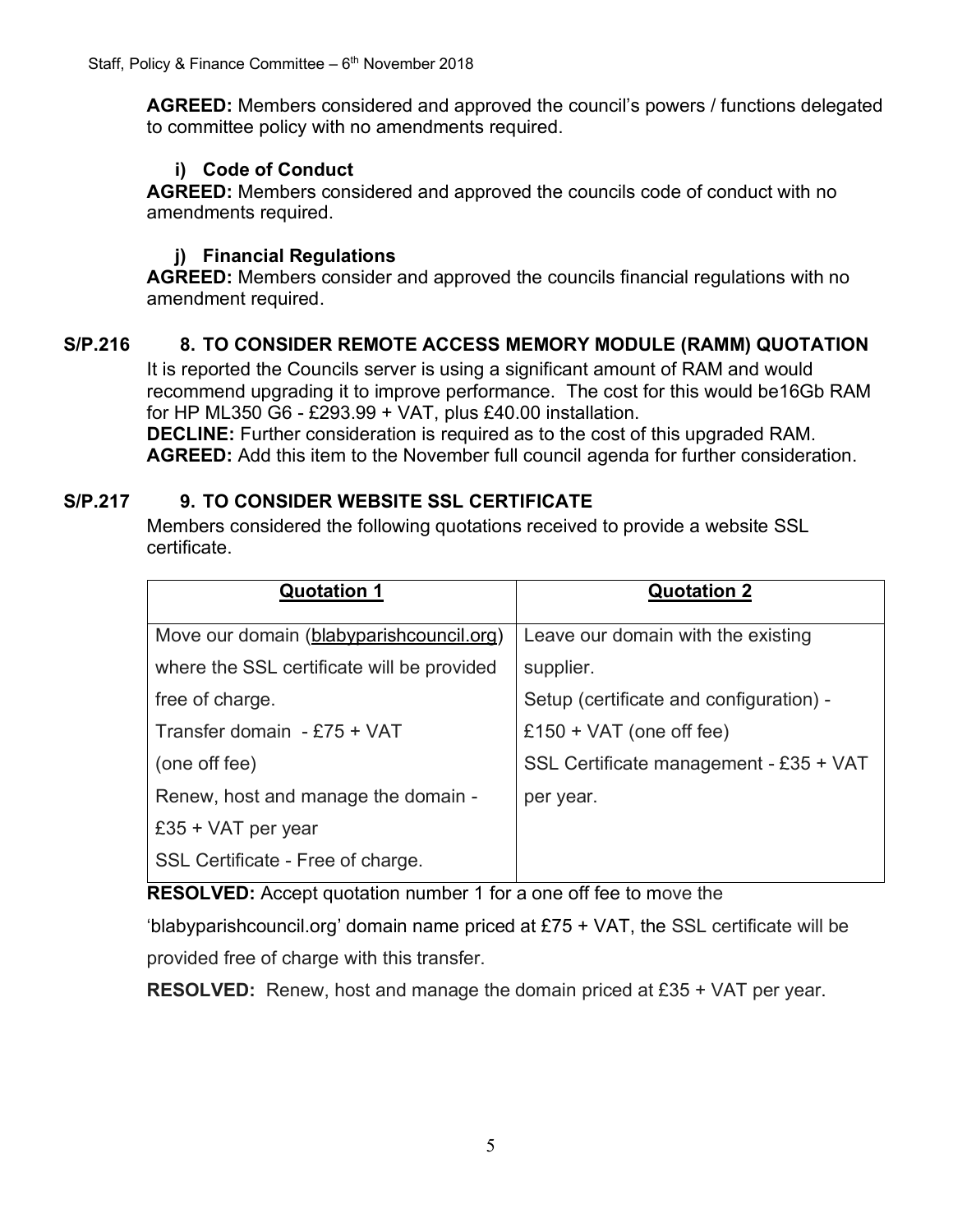**AGREED:** Members considered and approved the council's powers / functions delegated to committee policy with no amendments required.

### i) Code of Conduct

**AGREED:** Members considered and approved the councils code of conduct with no amendments required.

### j) Financial Regulations

**AGREED:** Members consider and approved the councils financial regulations with no amendment required.

## S/P.216 8. TO CONSIDER REMOTE ACCESS MEMORY MODULE (RAMM) QUOTATION

It is reported the Councils server is using a significant amount of RAM and would recommend upgrading it to improve performance. The cost for this would be16Gb RAM for HP ML350 G6 - £293.99 + VAT, plus £40.00 installation.

**DECLINE:** Further consideration is required as to the cost of this upgraded RAM.

**AGREED:** Add this item to the November full council agenda for further consideration.

## S/P.217 9. TO CONSIDER WEBSITE SSL CERTIFICATE

Members considered the following quotations received to provide a website SSL certificate.

| **Quotation 1** | **Quotation 2** |
|---|---|
| Move our domain (blabyparishcouncil.org) where the SSL certificate will be provided free of charge.<br>Transfer domain - £75 + VAT (one off fee)<br>Renew, host and manage the domain - £35 + VAT per year<br>SSL Certificate - Free of charge. | Leave our domain with the existing supplier.<br>Setup (certificate and configuration) - £150 + VAT (one off fee)<br>SSL Certificate management - £35 + VAT per year. |

**RESOLVED:** Accept quotation number 1 for a one off fee to move the 'blabyparishcouncil.org' domain name priced at £75 + VAT, the SSL certificate will be provided free of charge with this transfer.

**RESOLVED:** Renew, host and manage the domain priced at £35 + VAT per year.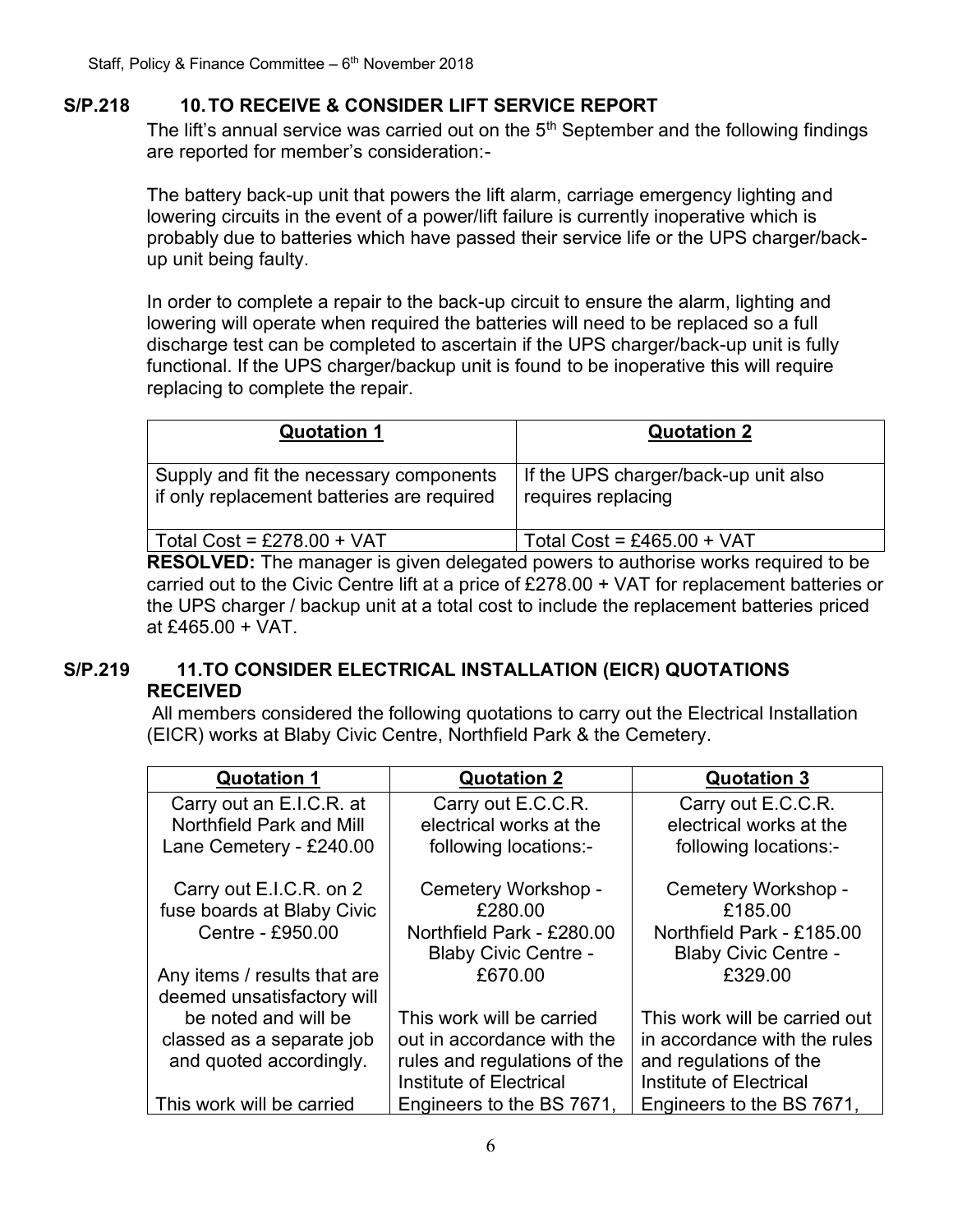**S/P.218 10. TO RECEIVE & CONSIDER LIFT SERVICE REPORT**

The lift's annual service was carried out on the 5th September and the following findings are reported for member's consideration:-

The battery back-up unit that powers the lift alarm, carriage emergency lighting and lowering circuits in the event of a power/lift failure is currently inoperative which is probably due to batteries which have passed their service life or the UPS charger/back-up unit being faulty.

In order to complete a repair to the back-up circuit to ensure the alarm, lighting and lowering will operate when required the batteries will need to be replaced so a full discharge test can be completed to ascertain if the UPS charger/back-up unit is fully functional. If the UPS charger/backup unit is found to be inoperative this will require replacing to complete the repair.

| **Quotation 1** | **Quotation 2** |
| --- | --- |
| Supply and fit the necessary components if only replacement batteries are required | If the UPS charger/back-up unit also requires replacing |
| Total Cost = £278.00 + VAT | Total Cost = £465.00 + VAT |

**RESOLVED:** The manager is given delegated powers to authorise works required to be carried out to the Civic Centre lift at a price of £278.00 + VAT for replacement batteries or the UPS charger / backup unit at a total cost to include the replacement batteries priced at £465.00 + VAT.

**S/P.219 11. TO CONSIDER ELECTRICAL INSTALLATION (EICR) QUOTATIONS RECEIVED**

All members considered the following quotations to carry out the Electrical Installation (EICR) works at Blaby Civic Centre, Northfield Park & the Cemetery.

| **Quotation 1** | **Quotation 2** | **Quotation 3** |
| --- | --- | --- |
| Carry out an E.I.C.R. at Northfield Park and Mill Lane Cemetery - £240.00<br><br>Carry out E.I.C.R. on 2 fuse boards at Blaby Civic Centre - £950.00<br><br>Any items / results that are deemed unsatisfactory will be noted and will be classed as a separate job and quoted accordingly.<br><br>This work will be carried | Carry out E.C.C.R. electrical works at the following locations:-<br><br>Cemetery Workshop - £280.00<br>Northfield Park - £280.00<br>Blaby Civic Centre - £670.00<br><br>This work will be carried out in accordance with the rules and regulations of the Institute of Electrical Engineers to the BS 7671, | Carry out E.C.C.R. electrical works at the following locations:-<br><br>Cemetery Workshop - £185.00<br>Northfield Park - £185.00<br>Blaby Civic Centre - £329.00<br><br>This work will be carried out in accordance with the rules and regulations of the Institute of Electrical Engineers to the BS 7671, |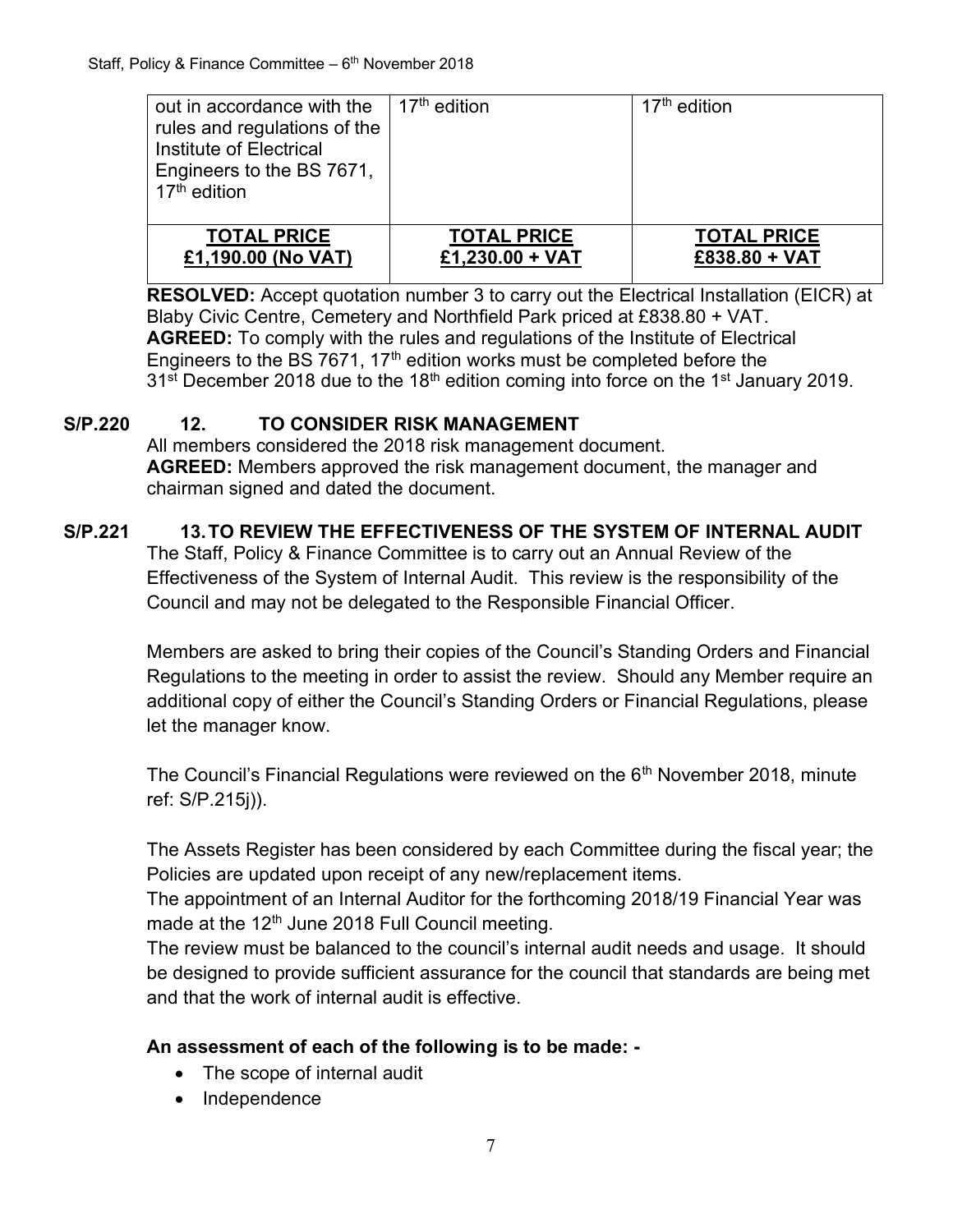| out in accordance with the rules and regulations of the Institute of Electrical Engineers to the BS 7671, 17th edition | 17th edition | 17th edition |
|---|---|---|
| **TOTAL PRICE £1,190.00 (No VAT)** | **TOTAL PRICE £1,230.00 + VAT** | **TOTAL PRICE £838.80 + VAT** |

**RESOLVED:** Accept quotation number 3 to carry out the Electrical Installation (EICR) at Blaby Civic Centre, Cemetery and Northfield Park priced at £838.80 + VAT.
**AGREED:** To comply with the rules and regulations of the Institute of Electrical Engineers to the BS 7671, 17th edition works must be completed before the 31st December 2018 due to the 18th edition coming into force on the 1st January 2019.

## S/P.220 12. TO CONSIDER RISK MANAGEMENT

All members considered the 2018 risk management document.
**AGREED:** Members approved the risk management document, the manager and chairman signed and dated the document.

## S/P.221 13. TO REVIEW THE EFFECTIVENESS OF THE SYSTEM OF INTERNAL AUDIT

The Staff, Policy & Finance Committee is to carry out an Annual Review of the Effectiveness of the System of Internal Audit. This review is the responsibility of the Council and may not be delegated to the Responsible Financial Officer.

Members are asked to bring their copies of the Council's Standing Orders and Financial Regulations to the meeting in order to assist the review. Should any Member require an additional copy of either the Council's Standing Orders or Financial Regulations, please let the manager know.

The Council's Financial Regulations were reviewed on the 6th November 2018, minute ref: S/P.215j)).

The Assets Register has been considered by each Committee during the fiscal year; the Policies are updated upon receipt of any new/replacement items.
The appointment of an Internal Auditor for the forthcoming 2018/19 Financial Year was made at the 12th June 2018 Full Council meeting.
The review must be balanced to the council's internal audit needs and usage. It should be designed to provide sufficient assurance for the council that standards are being met and that the work of internal audit is effective.

**An assessment of each of the following is to be made: -**

- The scope of internal audit
- Independence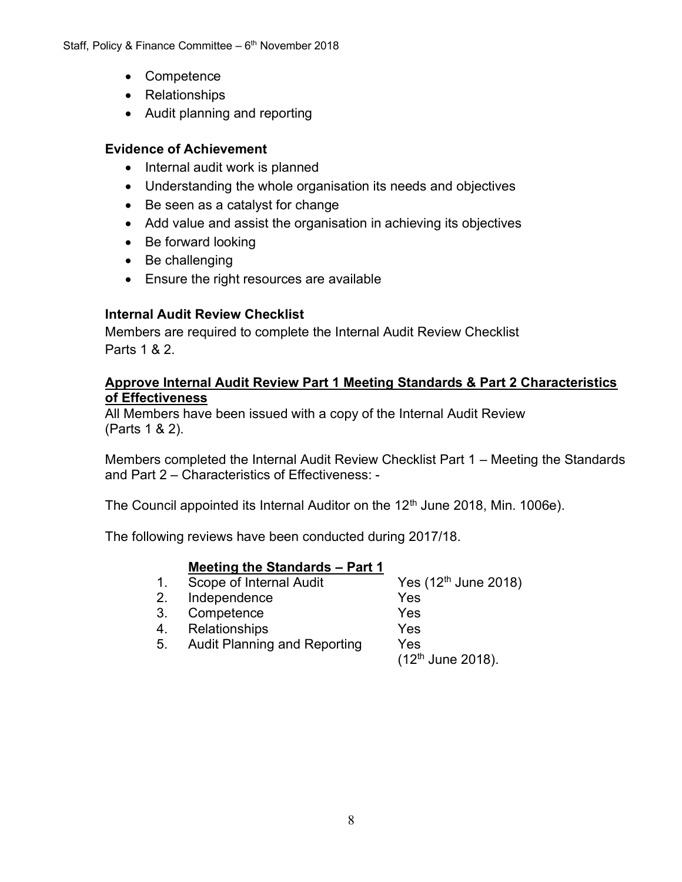- Competence
- Relationships
- Audit planning and reporting

**Evidence of Achievement**

- Internal audit work is planned
- Understanding the whole organisation its needs and objectives
- Be seen as a catalyst for change
- Add value and assist the organisation in achieving its objectives
- Be forward looking
- Be challenging
- Ensure the right resources are available

**Internal Audit Review Checklist**

Members are required to complete the Internal Audit Review Checklist Parts 1 & 2.

**Approve Internal Audit Review Part 1 Meeting Standards & Part 2 Characteristics of Effectiveness**

All Members have been issued with a copy of the Internal Audit Review (Parts 1 & 2).

Members completed the Internal Audit Review Checklist Part 1 – Meeting the Standards and Part 2 – Characteristics of Effectiveness: -

The Council appointed its Internal Auditor on the 12th June 2018, Min. 1006e).

The following reviews have been conducted during 2017/18.

**Meeting the Standards – Part 1**

| | | |
|---|---|---|
| 1. | Scope of Internal Audit | Yes (12th June 2018) |
| 2. | Independence | Yes |
| 3. | Competence | Yes |
| 4. | Relationships | Yes |
| 5. | Audit Planning and Reporting | Yes (12th June 2018). |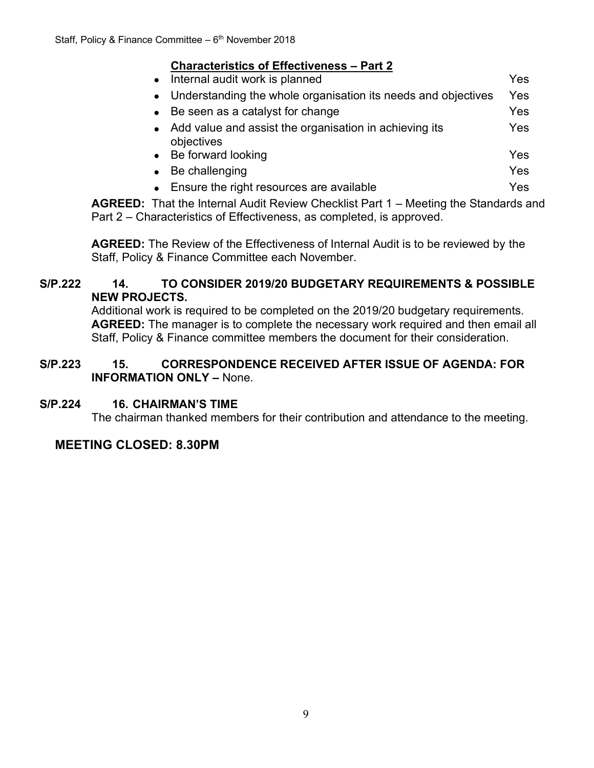**Characteristics of Effectiveness – Part 2**

| | |
|---|---|
| • Internal audit work is planned | Yes |
| • Understanding the whole organisation its needs and objectives | Yes |
| • Be seen as a catalyst for change | Yes |
| • Add value and assist the organisation in achieving its objectives | Yes |
| • Be forward looking | Yes |
| • Be challenging | Yes |
| • Ensure the right resources are available | Yes |

**AGREED:** That the Internal Audit Review Checklist Part 1 – Meeting the Standards and Part 2 – Characteristics of Effectiveness, as completed, is approved.

**AGREED:** The Review of the Effectiveness of Internal Audit is to be reviewed by the Staff, Policy & Finance Committee each November.

**S/P.222 14. TO CONSIDER 2019/20 BUDGETARY REQUIREMENTS & POSSIBLE NEW PROJECTS.**

Additional work is required to be completed on the 2019/20 budgetary requirements.
**AGREED:** The manager is to complete the necessary work required and then email all Staff, Policy & Finance committee members the document for their consideration.

**S/P.223 15. CORRESPONDENCE RECEIVED AFTER ISSUE OF AGENDA: FOR INFORMATION ONLY –** None.

**S/P.224 16. CHAIRMAN'S TIME**

The chairman thanked members for their contribution and attendance to the meeting.

## MEETING CLOSED: 8.30PM